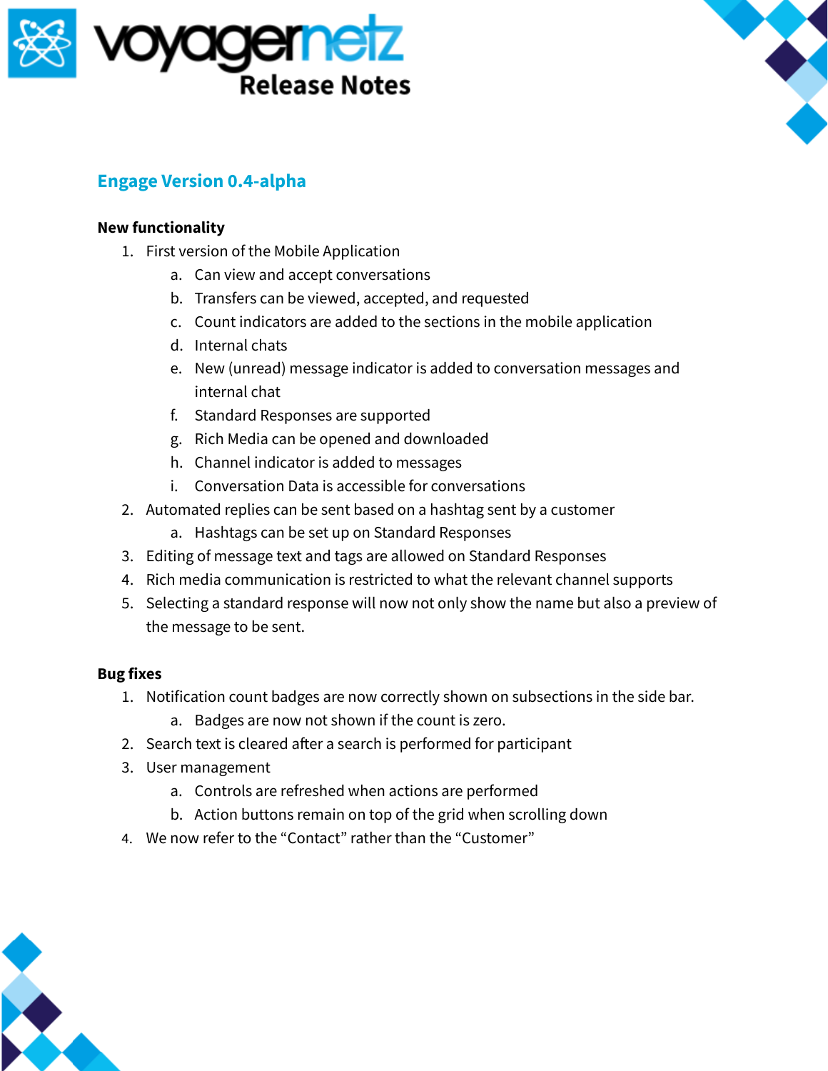voyagernetz Release Notes

## Engage Version 0.4-alpha

**New functionality**

1. First version of the Mobile Application
   a. Can view and accept conversations
   b. Transfers can be viewed, accepted, and requested
   c. Count indicators are added to the sections in the mobile application
   d. Internal chats
   e. New (unread) message indicator is added to conversation messages and internal chat
   f. Standard Responses are supported
   g. Rich Media can be opened and downloaded
   h. Channel indicator is added to messages
   i. Conversation Data is accessible for conversations
2. Automated replies can be sent based on a hashtag sent by a customer
   a. Hashtags can be set up on Standard Responses
3. Editing of message text and tags are allowed on Standard Responses
4. Rich media communication is restricted to what the relevant channel supports
5. Selecting a standard response will now not only show the name but also a preview of the message to be sent.

**Bug fixes**

1. Notification count badges are now correctly shown on subsections in the side bar.
   a. Badges are now not shown if the count is zero.
2. Search text is cleared after a search is performed for participant
3. User management
   a. Controls are refreshed when actions are performed
   b. Action buttons remain on top of the grid when scrolling down
4. We now refer to the “Contact” rather than the “Customer”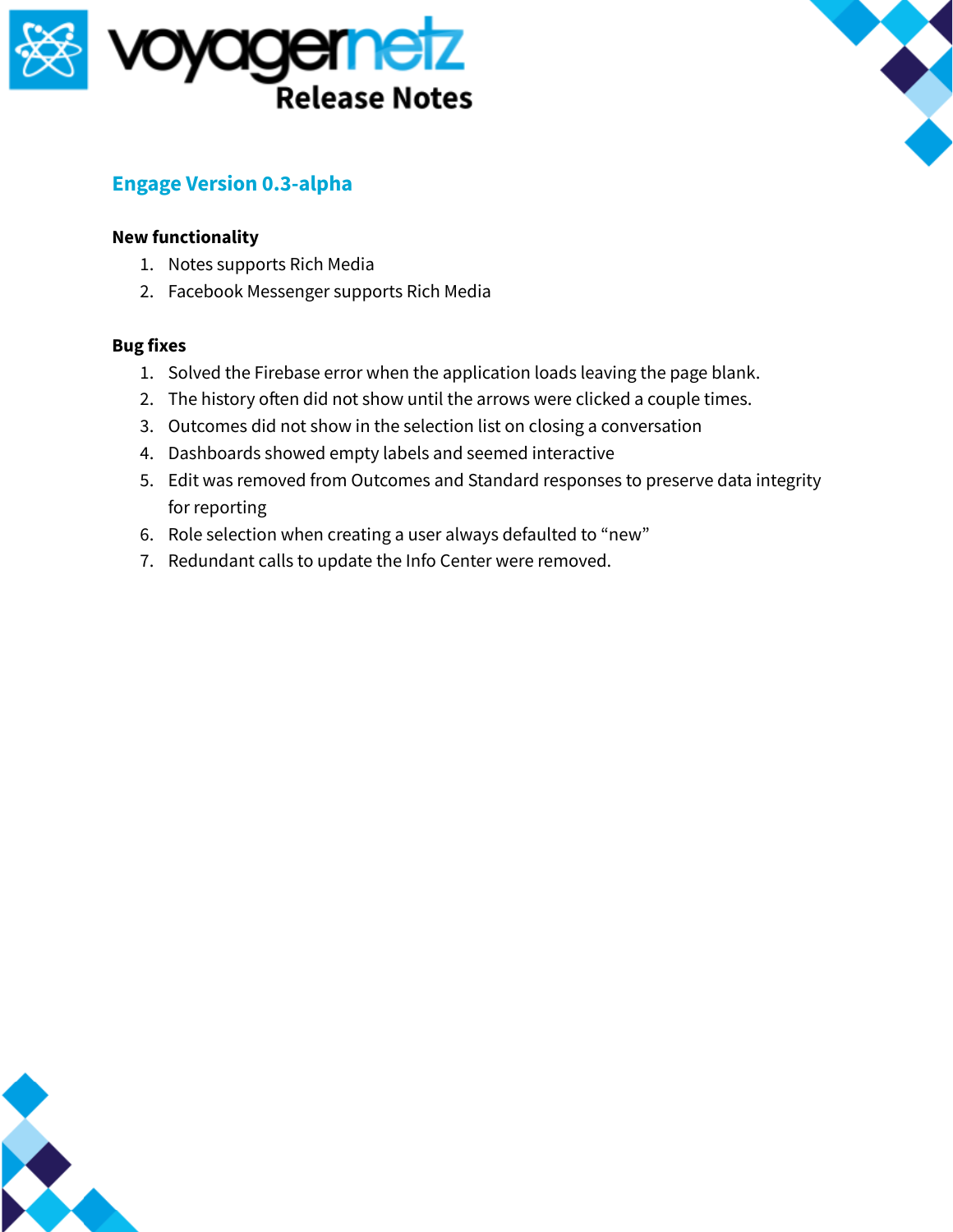## Engage Version 0.3-alpha

**New functionality**

1. Notes supports Rich Media
2. Facebook Messenger supports Rich Media

**Bug fixes**

1. Solved the Firebase error when the application loads leaving the page blank.
2. The history often did not show until the arrows were clicked a couple times.
3. Outcomes did not show in the selection list on closing a conversation
4. Dashboards showed empty labels and seemed interactive
5. Edit was removed from Outcomes and Standard responses to preserve data integrity for reporting
6. Role selection when creating a user always defaulted to “new”
7. Redundant calls to update the Info Center were removed.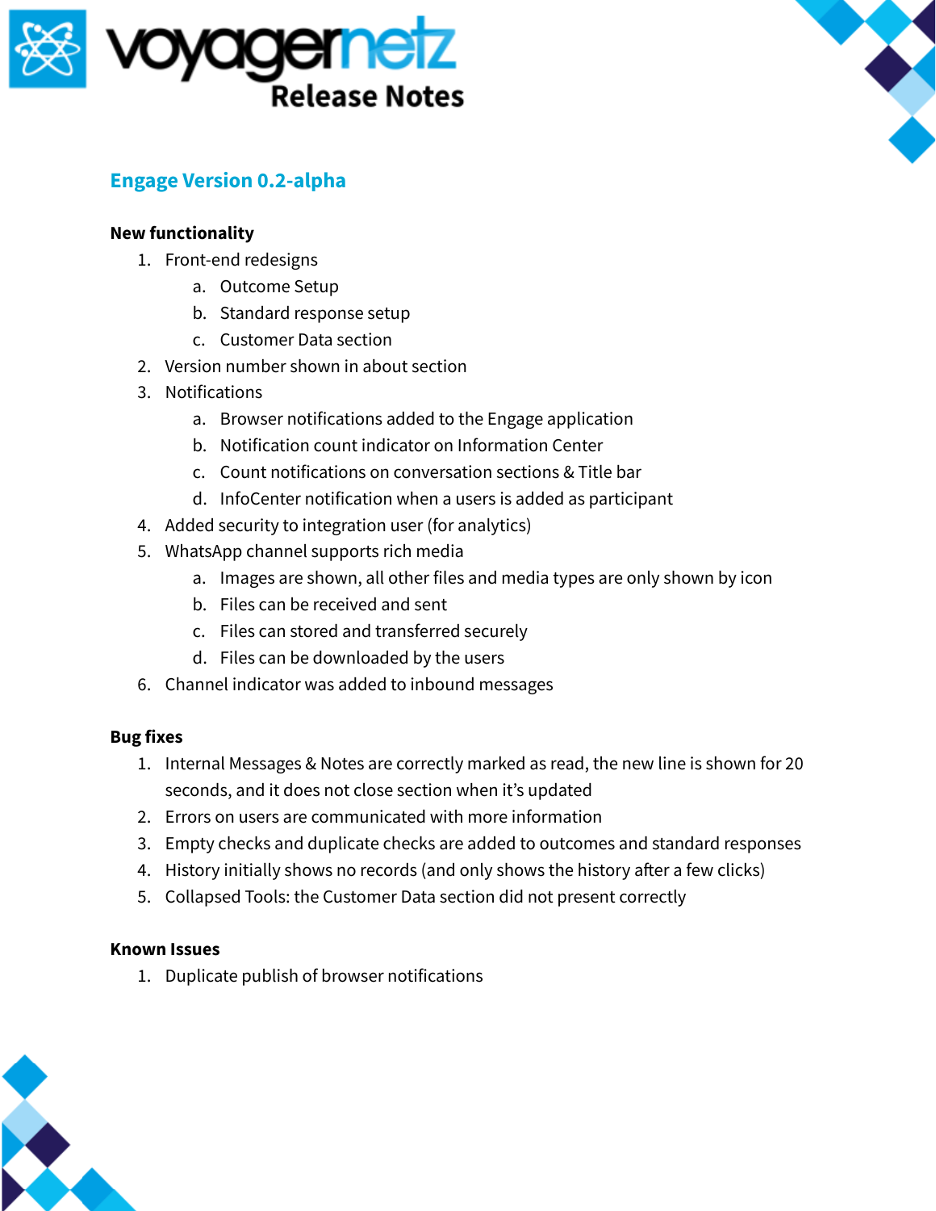# voyagernetz Release Notes

## Engage Version 0.2-alpha

**New functionality**

1. Front-end redesigns
   a. Outcome Setup
   b. Standard response setup
   c. Customer Data section
2. Version number shown in about section
3. Notifications
   a. Browser notifications added to the Engage application
   b. Notification count indicator on Information Center
   c. Count notifications on conversation sections & Title bar
   d. InfoCenter notification when a users is added as participant
4. Added security to integration user (for analytics)
5. WhatsApp channel supports rich media
   a. Images are shown, all other files and media types are only shown by icon
   b. Files can be received and sent
   c. Files can stored and transferred securely
   d. Files can be downloaded by the users
6. Channel indicator was added to inbound messages

**Bug fixes**

1. Internal Messages & Notes are correctly marked as read, the new line is shown for 20 seconds, and it does not close section when it's updated
2. Errors on users are communicated with more information
3. Empty checks and duplicate checks are added to outcomes and standard responses
4. History initially shows no records (and only shows the history after a few clicks)
5. Collapsed Tools: the Customer Data section did not present correctly

**Known Issues**

1. Duplicate publish of browser notifications